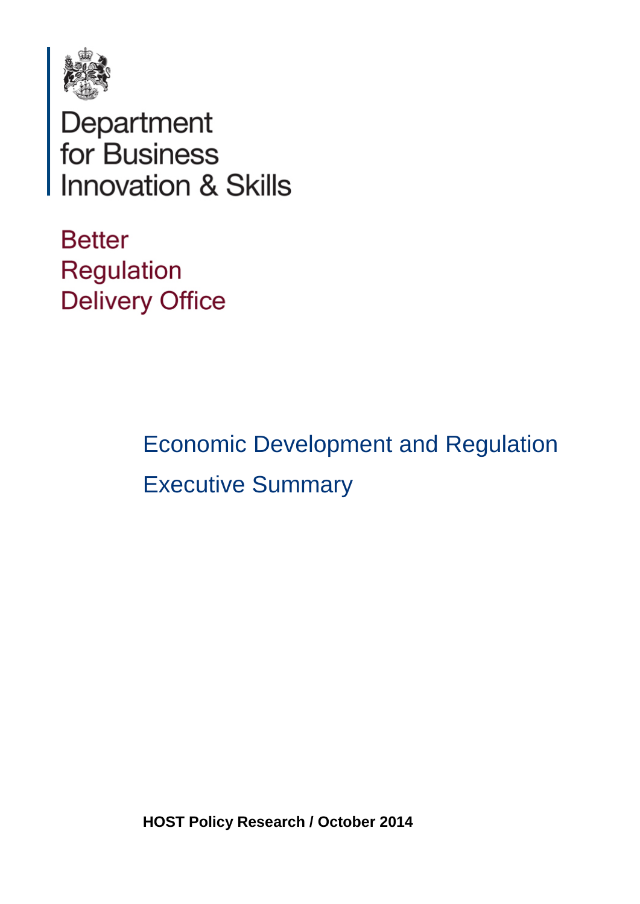Department for Business Innovation & Skills

Better Regulation Delivery Office

# Economic Development and Regulation

## Executive Summary

**HOST Policy Research / October 2014**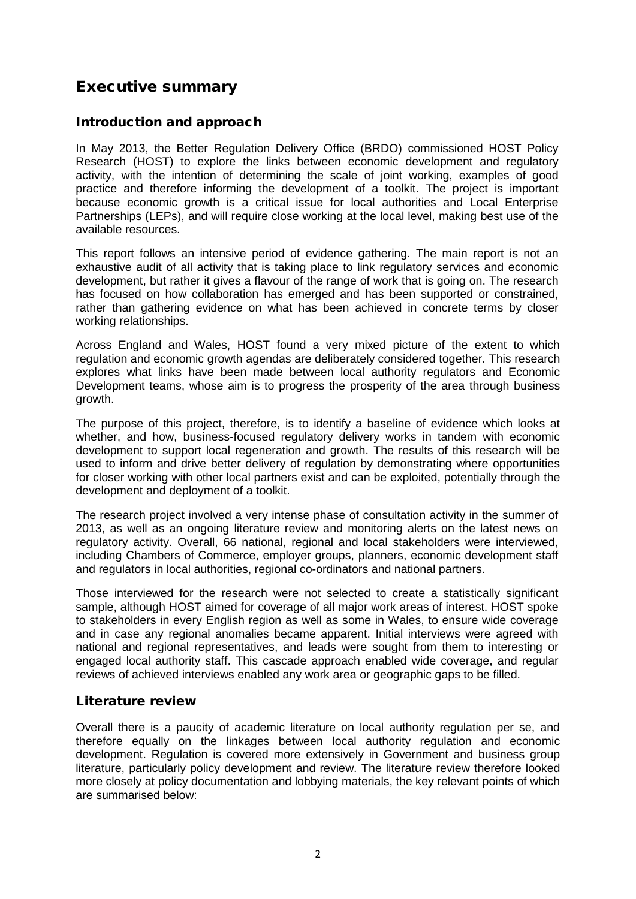# Executive summary

## Introduction and approach

In May 2013, the Better Regulation Delivery Office (BRDO) commissioned HOST Policy Research (HOST) to explore the links between economic development and regulatory activity, with the intention of determining the scale of joint working, examples of good practice and therefore informing the development of a toolkit. The project is important because economic growth is a critical issue for local authorities and Local Enterprise Partnerships (LEPs), and will require close working at the local level, making best use of the available resources.

This report follows an intensive period of evidence gathering. The main report is not an exhaustive audit of all activity that is taking place to link regulatory services and economic development, but rather it gives a flavour of the range of work that is going on. The research has focused on how collaboration has emerged and has been supported or constrained, rather than gathering evidence on what has been achieved in concrete terms by closer working relationships.

Across England and Wales, HOST found a very mixed picture of the extent to which regulation and economic growth agendas are deliberately considered together. This research explores what links have been made between local authority regulators and Economic Development teams, whose aim is to progress the prosperity of the area through business growth.

The purpose of this project, therefore, is to identify a baseline of evidence which looks at whether, and how, business-focused regulatory delivery works in tandem with economic development to support local regeneration and growth. The results of this research will be used to inform and drive better delivery of regulation by demonstrating where opportunities for closer working with other local partners exist and can be exploited, potentially through the development and deployment of a toolkit.

The research project involved a very intense phase of consultation activity in the summer of 2013, as well as an ongoing literature review and monitoring alerts on the latest news on regulatory activity. Overall, 66 national, regional and local stakeholders were interviewed, including Chambers of Commerce, employer groups, planners, economic development staff and regulators in local authorities, regional co-ordinators and national partners.

Those interviewed for the research were not selected to create a statistically significant sample, although HOST aimed for coverage of all major work areas of interest. HOST spoke to stakeholders in every English region as well as some in Wales, to ensure wide coverage and in case any regional anomalies became apparent. Initial interviews were agreed with national and regional representatives, and leads were sought from them to interesting or engaged local authority staff. This cascade approach enabled wide coverage, and regular reviews of achieved interviews enabled any work area or geographic gaps to be filled.

## Literature review

Overall there is a paucity of academic literature on local authority regulation per se, and therefore equally on the linkages between local authority regulation and economic development. Regulation is covered more extensively in Government and business group literature, particularly policy development and review. The literature review therefore looked more closely at policy documentation and lobbying materials, the key relevant points of which are summarised below: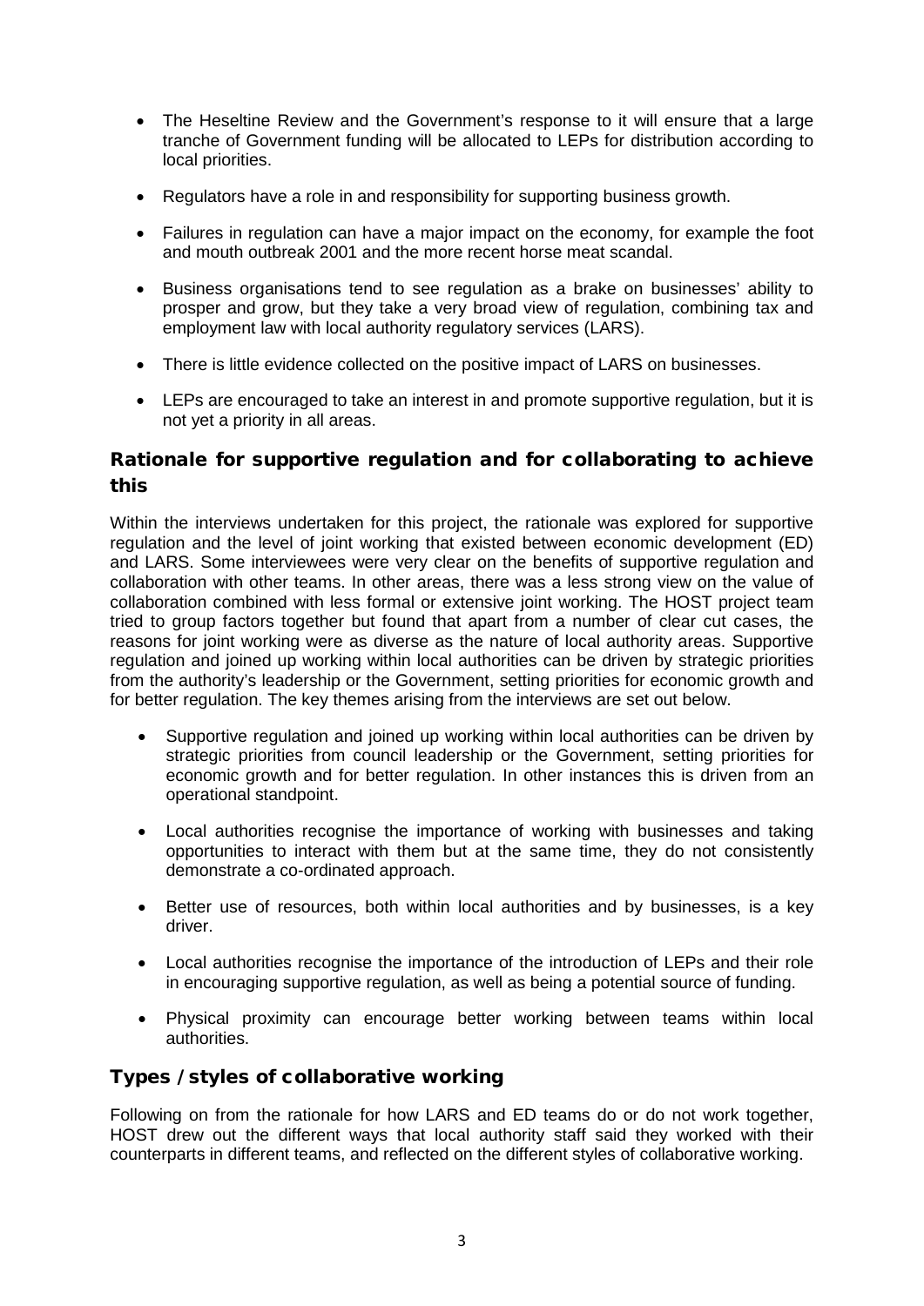- The Heseltine Review and the Government's response to it will ensure that a large tranche of Government funding will be allocated to LEPs for distribution according to local priorities.

- Regulators have a role in and responsibility for supporting business growth.

- Failures in regulation can have a major impact on the economy, for example the foot and mouth outbreak 2001 and the more recent horse meat scandal.

- Business organisations tend to see regulation as a brake on businesses' ability to prosper and grow, but they take a very broad view of regulation, combining tax and employment law with local authority regulatory services (LARS).

- There is little evidence collected on the positive impact of LARS on businesses.

- LEPs are encouraged to take an interest in and promote supportive regulation, but it is not yet a priority in all areas.

## Rationale for supportive regulation and for collaborating to achieve this

Within the interviews undertaken for this project, the rationale was explored for supportive regulation and the level of joint working that existed between economic development (ED) and LARS. Some interviewees were very clear on the benefits of supportive regulation and collaboration with other teams. In other areas, there was a less strong view on the value of collaboration combined with less formal or extensive joint working. The HOST project team tried to group factors together but found that apart from a number of clear cut cases, the reasons for joint working were as diverse as the nature of local authority areas. Supportive regulation and joined up working within local authorities can be driven by strategic priorities from the authority's leadership or the Government, setting priorities for economic growth and for better regulation. The key themes arising from the interviews are set out below.

- Supportive regulation and joined up working within local authorities can be driven by strategic priorities from council leadership or the Government, setting priorities for economic growth and for better regulation. In other instances this is driven from an operational standpoint.

- Local authorities recognise the importance of working with businesses and taking opportunities to interact with them but at the same time, they do not consistently demonstrate a co-ordinated approach.

- Better use of resources, both within local authorities and by businesses, is a key driver.

- Local authorities recognise the importance of the introduction of LEPs and their role in encouraging supportive regulation, as well as being a potential source of funding.

- Physical proximity can encourage better working between teams within local authorities.

## Types / styles of collaborative working

Following on from the rationale for how LARS and ED teams do or do not work together, HOST drew out the different ways that local authority staff said they worked with their counterparts in different teams, and reflected on the different styles of collaborative working.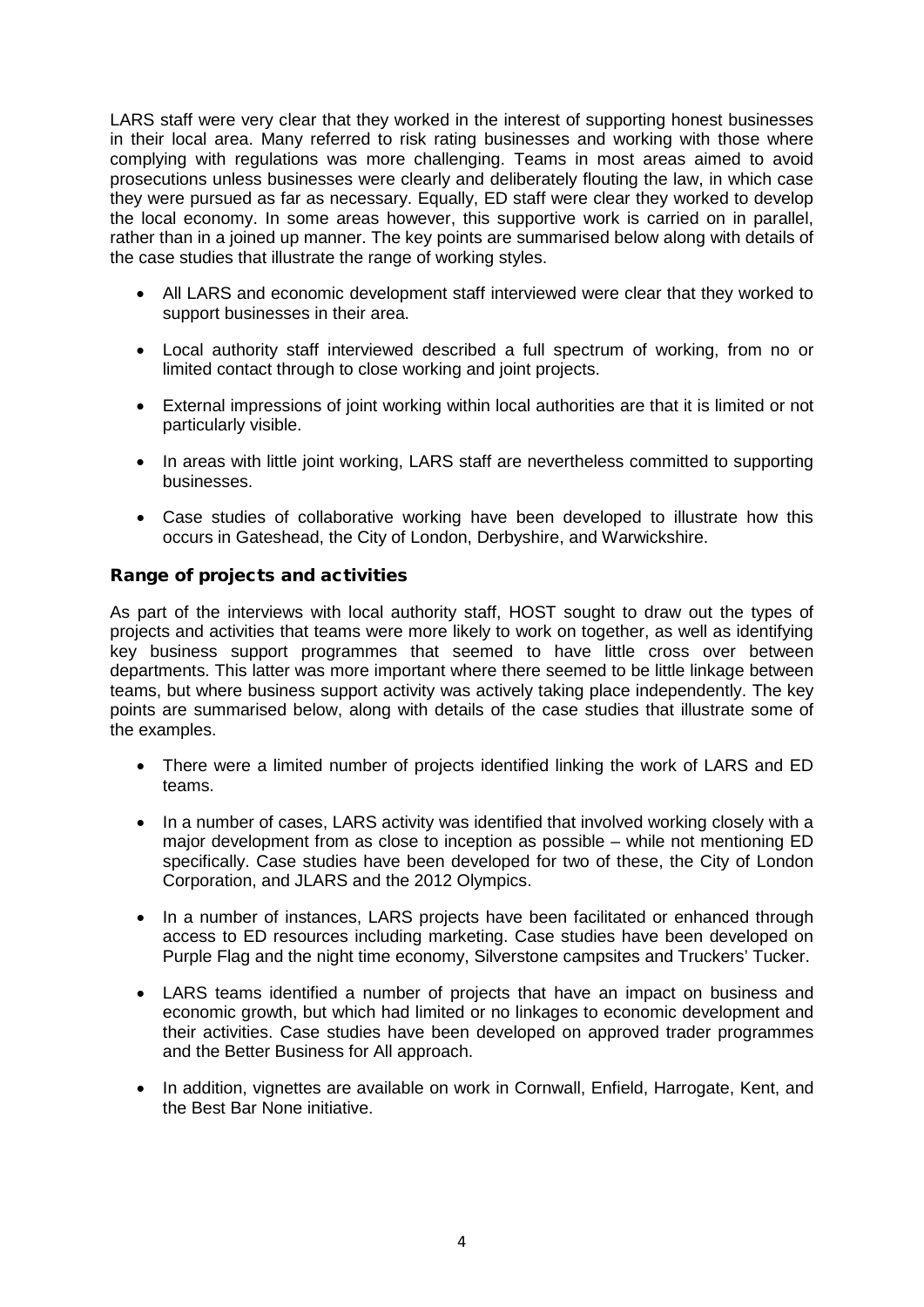LARS staff were very clear that they worked in the interest of supporting honest businesses in their local area. Many referred to risk rating businesses and working with those where complying with regulations was more challenging. Teams in most areas aimed to avoid prosecutions unless businesses were clearly and deliberately flouting the law, in which case they were pursued as far as necessary. Equally, ED staff were clear they worked to develop the local economy. In some areas however, this supportive work is carried on in parallel, rather than in a joined up manner. The key points are summarised below along with details of the case studies that illustrate the range of working styles.

- All LARS and economic development staff interviewed were clear that they worked to support businesses in their area.
- Local authority staff interviewed described a full spectrum of working, from no or limited contact through to close working and joint projects.
- External impressions of joint working within local authorities are that it is limited or not particularly visible.
- In areas with little joint working, LARS staff are nevertheless committed to supporting businesses.
- Case studies of collaborative working have been developed to illustrate how this occurs in Gateshead, the City of London, Derbyshire, and Warwickshire.

## Range of projects and activities

As part of the interviews with local authority staff, HOST sought to draw out the types of projects and activities that teams were more likely to work on together, as well as identifying key business support programmes that seemed to have little cross over between departments. This latter was more important where there seemed to be little linkage between teams, but where business support activity was actively taking place independently. The key points are summarised below, along with details of the case studies that illustrate some of the examples.

- There were a limited number of projects identified linking the work of LARS and ED teams.
- In a number of cases, LARS activity was identified that involved working closely with a major development from as close to inception as possible – while not mentioning ED specifically. Case studies have been developed for two of these, the City of London Corporation, and JLARS and the 2012 Olympics.
- In a number of instances, LARS projects have been facilitated or enhanced through access to ED resources including marketing. Case studies have been developed on Purple Flag and the night time economy, Silverstone campsites and Truckers' Tucker.
- LARS teams identified a number of projects that have an impact on business and economic growth, but which had limited or no linkages to economic development and their activities. Case studies have been developed on approved trader programmes and the Better Business for All approach.
- In addition, vignettes are available on work in Cornwall, Enfield, Harrogate, Kent, and the Best Bar None initiative.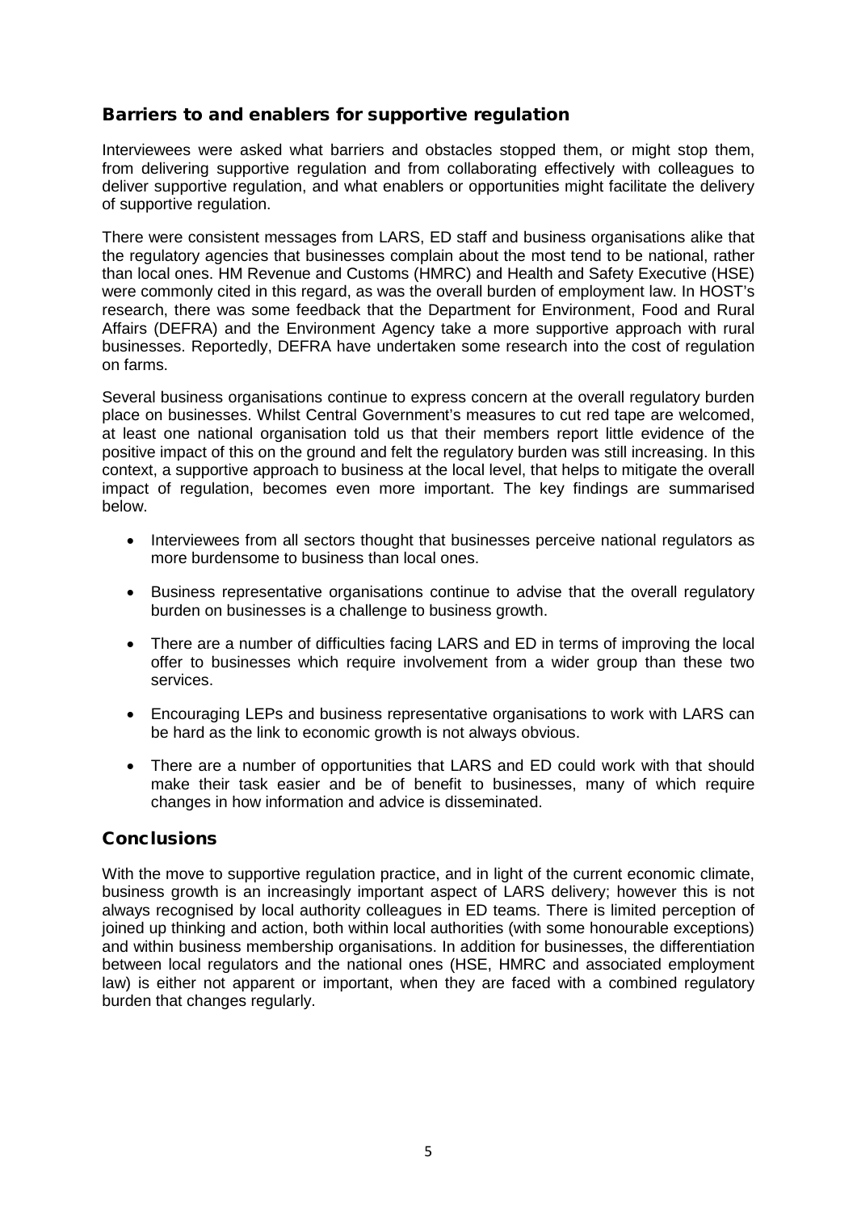## Barriers to and enablers for supportive regulation

Interviewees were asked what barriers and obstacles stopped them, or might stop them, from delivering supportive regulation and from collaborating effectively with colleagues to deliver supportive regulation, and what enablers or opportunities might facilitate the delivery of supportive regulation.

There were consistent messages from LARS, ED staff and business organisations alike that the regulatory agencies that businesses complain about the most tend to be national, rather than local ones. HM Revenue and Customs (HMRC) and Health and Safety Executive (HSE) were commonly cited in this regard, as was the overall burden of employment law. In HOST's research, there was some feedback that the Department for Environment, Food and Rural Affairs (DEFRA) and the Environment Agency take a more supportive approach with rural businesses. Reportedly, DEFRA have undertaken some research into the cost of regulation on farms.

Several business organisations continue to express concern at the overall regulatory burden place on businesses. Whilst Central Government's measures to cut red tape are welcomed, at least one national organisation told us that their members report little evidence of the positive impact of this on the ground and felt the regulatory burden was still increasing. In this context, a supportive approach to business at the local level, that helps to mitigate the overall impact of regulation, becomes even more important. The key findings are summarised below.

- Interviewees from all sectors thought that businesses perceive national regulators as more burdensome to business than local ones.
- Business representative organisations continue to advise that the overall regulatory burden on businesses is a challenge to business growth.
- There are a number of difficulties facing LARS and ED in terms of improving the local offer to businesses which require involvement from a wider group than these two services.
- Encouraging LEPs and business representative organisations to work with LARS can be hard as the link to economic growth is not always obvious.
- There are a number of opportunities that LARS and ED could work with that should make their task easier and be of benefit to businesses, many of which require changes in how information and advice is disseminated.

## Conclusions

With the move to supportive regulation practice, and in light of the current economic climate, business growth is an increasingly important aspect of LARS delivery; however this is not always recognised by local authority colleagues in ED teams. There is limited perception of joined up thinking and action, both within local authorities (with some honourable exceptions) and within business membership organisations. In addition for businesses, the differentiation between local regulators and the national ones (HSE, HMRC and associated employment law) is either not apparent or important, when they are faced with a combined regulatory burden that changes regularly.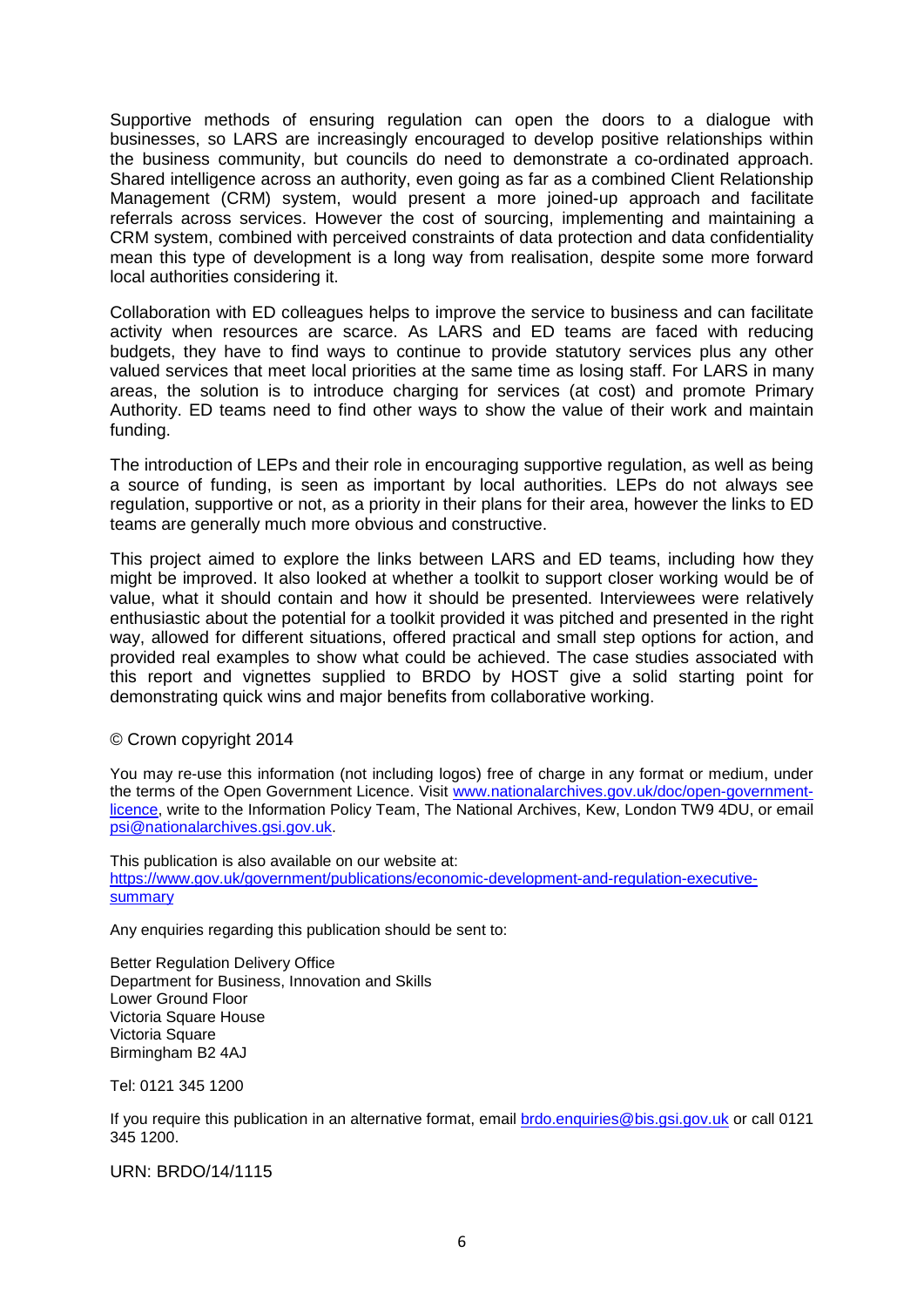Supportive methods of ensuring regulation can open the doors to a dialogue with businesses, so LARS are increasingly encouraged to develop positive relationships within the business community, but councils do need to demonstrate a co-ordinated approach. Shared intelligence across an authority, even going as far as a combined Client Relationship Management (CRM) system, would present a more joined-up approach and facilitate referrals across services. However the cost of sourcing, implementing and maintaining a CRM system, combined with perceived constraints of data protection and data confidentiality mean this type of development is a long way from realisation, despite some more forward local authorities considering it.

Collaboration with ED colleagues helps to improve the service to business and can facilitate activity when resources are scarce. As LARS and ED teams are faced with reducing budgets, they have to find ways to continue to provide statutory services plus any other valued services that meet local priorities at the same time as losing staff. For LARS in many areas, the solution is to introduce charging for services (at cost) and promote Primary Authority. ED teams need to find other ways to show the value of their work and maintain funding.

The introduction of LEPs and their role in encouraging supportive regulation, as well as being a source of funding, is seen as important by local authorities. LEPs do not always see regulation, supportive or not, as a priority in their plans for their area, however the links to ED teams are generally much more obvious and constructive.

This project aimed to explore the links between LARS and ED teams, including how they might be improved. It also looked at whether a toolkit to support closer working would be of value, what it should contain and how it should be presented. Interviewees were relatively enthusiastic about the potential for a toolkit provided it was pitched and presented in the right way, allowed for different situations, offered practical and small step options for action, and provided real examples to show what could be achieved. The case studies associated with this report and vignettes supplied to BRDO by HOST give a solid starting point for demonstrating quick wins and major benefits from collaborative working.

© Crown copyright 2014

You may re-use this information (not including logos) free of charge in any format or medium, under the terms of the Open Government Licence. Visit www.nationalarchives.gov.uk/doc/open-government-licence, write to the Information Policy Team, The National Archives, Kew, London TW9 4DU, or email psi@nationalarchives.gsi.gov.uk.

This publication is also available on our website at:
https://www.gov.uk/government/publications/economic-development-and-regulation-executive-summary

Any enquiries regarding this publication should be sent to:

Better Regulation Delivery Office
Department for Business, Innovation and Skills
Lower Ground Floor
Victoria Square House
Victoria Square
Birmingham B2 4AJ

Tel: 0121 345 1200

If you require this publication in an alternative format, email brdo.enquiries@bis.gsi.gov.uk or call 0121 345 1200.

URN: BRDO/14/1115